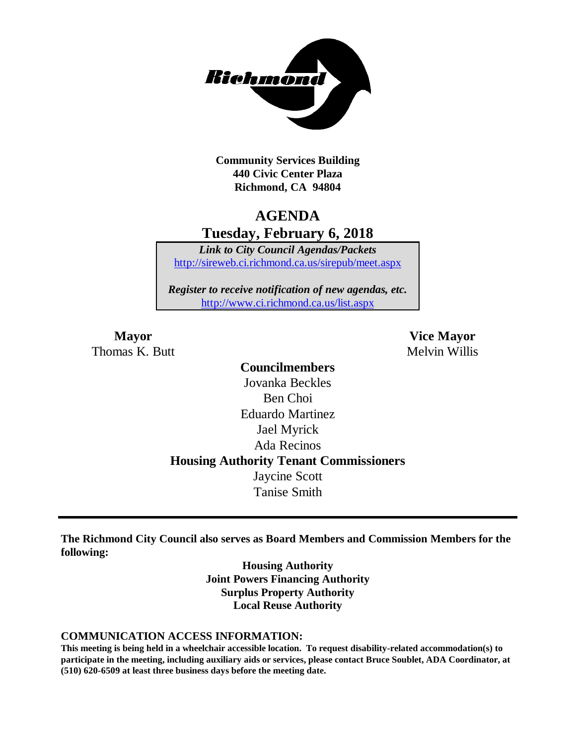**Community Services Building**
**440 Civic Center Plaza**
**Richmond, CA 94804**

# AGENDA
## Tuesday, February 6, 2018

*Link to City Council Agendas/Packets*
http://sireweb.ci.richmond.ca.us/sirepub/meet.aspx

*Register to receive notification of new agendas, etc.*
http://www.ci.richmond.ca.us/list.aspx

**Mayor**
Thomas K. Butt

**Vice Mayor**
Melvin Willis

**Councilmembers**
Jovanka Beckles
Ben Choi
Eduardo Martinez
Jael Myrick
Ada Recinos

**Housing Authority Tenant Commissioners**
Jaycine Scott
Tanise Smith

---

**The Richmond City Council also serves as Board Members and Commission Members for the following:**

**Housing Authority**
**Joint Powers Financing Authority**
**Surplus Property Authority**
**Local Reuse Authority**

**COMMUNICATION ACCESS INFORMATION:**
**This meeting is being held in a wheelchair accessible location. To request disability-related accommodation(s) to participate in the meeting, including auxiliary aids or services, please contact Bruce Soublet, ADA Coordinator, at (510) 620-6509 at least three business days before the meeting date.**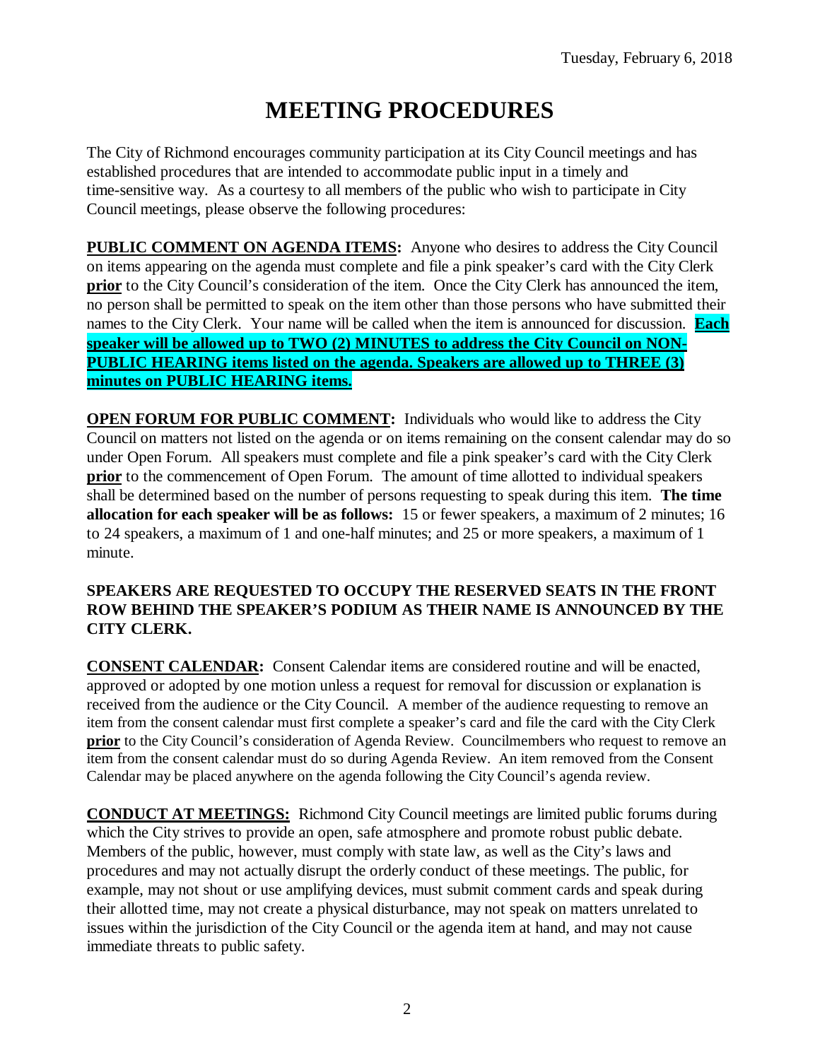# MEETING PROCEDURES

The City of Richmond encourages community participation at its City Council meetings and has established procedures that are intended to accommodate public input in a timely and time-sensitive way. As a courtesy to all members of the public who wish to participate in City Council meetings, please observe the following procedures:

**PUBLIC COMMENT ON AGENDA ITEMS:** Anyone who desires to address the City Council on items appearing on the agenda must complete and file a pink speaker's card with the City Clerk **prior** to the City Council's consideration of the item. Once the City Clerk has announced the item, no person shall be permitted to speak on the item other than those persons who have submitted their names to the City Clerk. Your name will be called when the item is announced for discussion. **Each speaker will be allowed up to TWO (2) MINUTES to address the City Council on NON-PUBLIC HEARING items listed on the agenda. Speakers are allowed up to THREE (3) minutes on PUBLIC HEARING items.**

**OPEN FORUM FOR PUBLIC COMMENT:** Individuals who would like to address the City Council on matters not listed on the agenda or on items remaining on the consent calendar may do so under Open Forum. All speakers must complete and file a pink speaker's card with the City Clerk **prior** to the commencement of Open Forum. The amount of time allotted to individual speakers shall be determined based on the number of persons requesting to speak during this item. **The time allocation for each speaker will be as follows:** 15 or fewer speakers, a maximum of 2 minutes; 16 to 24 speakers, a maximum of 1 and one-half minutes; and 25 or more speakers, a maximum of 1 minute.

**SPEAKERS ARE REQUESTED TO OCCUPY THE RESERVED SEATS IN THE FRONT ROW BEHIND THE SPEAKER'S PODIUM AS THEIR NAME IS ANNOUNCED BY THE CITY CLERK.**

**CONSENT CALENDAR:** Consent Calendar items are considered routine and will be enacted, approved or adopted by one motion unless a request for removal for discussion or explanation is received from the audience or the City Council. A member of the audience requesting to remove an item from the consent calendar must first complete a speaker's card and file the card with the City Clerk **prior** to the City Council's consideration of Agenda Review. Councilmembers who request to remove an item from the consent calendar must do so during Agenda Review. An item removed from the Consent Calendar may be placed anywhere on the agenda following the City Council's agenda review.

**CONDUCT AT MEETINGS:** Richmond City Council meetings are limited public forums during which the City strives to provide an open, safe atmosphere and promote robust public debate. Members of the public, however, must comply with state law, as well as the City's laws and procedures and may not actually disrupt the orderly conduct of these meetings. The public, for example, may not shout or use amplifying devices, must submit comment cards and speak during their allotted time, may not create a physical disturbance, may not speak on matters unrelated to issues within the jurisdiction of the City Council or the agenda item at hand, and may not cause immediate threats to public safety.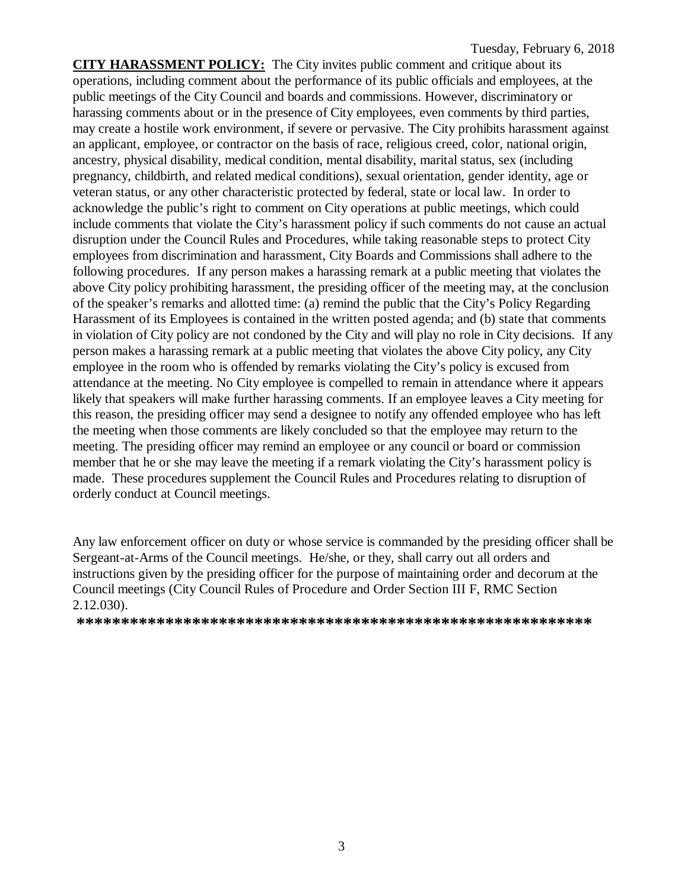**CITY HARASSMENT POLICY:** The City invites public comment and critique about its operations, including comment about the performance of its public officials and employees, at the public meetings of the City Council and boards and commissions. However, discriminatory or harassing comments about or in the presence of City employees, even comments by third parties, may create a hostile work environment, if severe or pervasive. The City prohibits harassment against an applicant, employee, or contractor on the basis of race, religious creed, color, national origin, ancestry, physical disability, medical condition, mental disability, marital status, sex (including pregnancy, childbirth, and related medical conditions), sexual orientation, gender identity, age or veteran status, or any other characteristic protected by federal, state or local law. In order to acknowledge the public's right to comment on City operations at public meetings, which could include comments that violate the City's harassment policy if such comments do not cause an actual disruption under the Council Rules and Procedures, while taking reasonable steps to protect City employees from discrimination and harassment, City Boards and Commissions shall adhere to the following procedures. If any person makes a harassing remark at a public meeting that violates the above City policy prohibiting harassment, the presiding officer of the meeting may, at the conclusion of the speaker's remarks and allotted time: (a) remind the public that the City's Policy Regarding Harassment of its Employees is contained in the written posted agenda; and (b) state that comments in violation of City policy are not condoned by the City and will play no role in City decisions. If any person makes a harassing remark at a public meeting that violates the above City policy, any City employee in the room who is offended by remarks violating the City's policy is excused from attendance at the meeting. No City employee is compelled to remain in attendance where it appears likely that speakers will make further harassing comments. If an employee leaves a City meeting for this reason, the presiding officer may send a designee to notify any offended employee who has left the meeting when those comments are likely concluded so that the employee may return to the meeting. The presiding officer may remind an employee or any council or board or commission member that he or she may leave the meeting if a remark violating the City's harassment policy is made. These procedures supplement the Council Rules and Procedures relating to disruption of orderly conduct at Council meetings.

Any law enforcement officer on duty or whose service is commanded by the presiding officer shall be Sergeant-at-Arms of the Council meetings. He/she, or they, shall carry out all orders and instructions given by the presiding officer for the purpose of maintaining order and decorum at the Council meetings (City Council Rules of Procedure and Order Section III F, RMC Section 2.12.030).

**************************************************************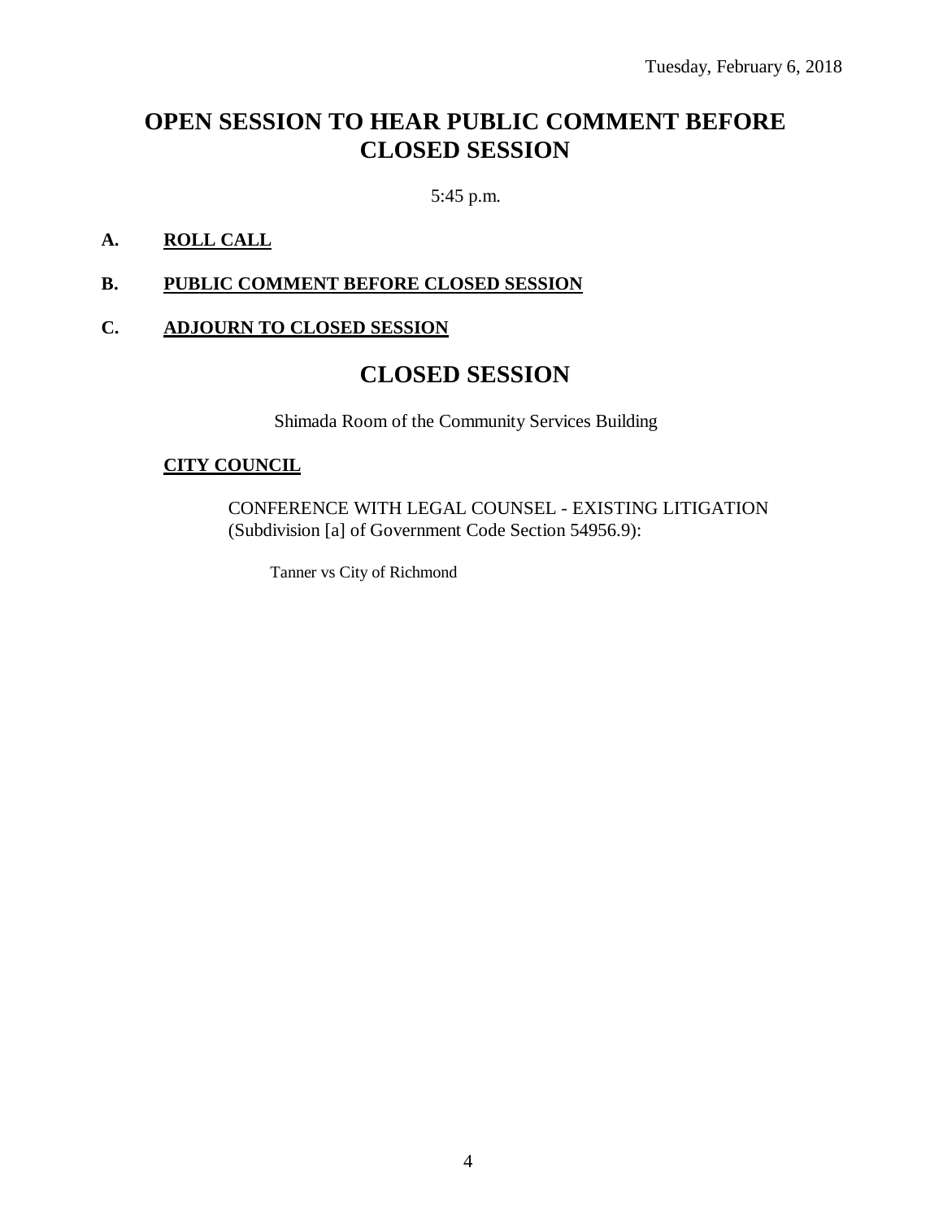Tuesday, February 6, 2018

# OPEN SESSION TO HEAR PUBLIC COMMENT BEFORE CLOSED SESSION

5:45 p.m.

**A. ROLL CALL**

**B. PUBLIC COMMENT BEFORE CLOSED SESSION**

**C. ADJOURN TO CLOSED SESSION**

# CLOSED SESSION

Shimada Room of the Community Services Building

**CITY COUNCIL**

CONFERENCE WITH LEGAL COUNSEL - EXISTING LITIGATION (Subdivision [a] of Government Code Section 54956.9):

Tanner vs City of Richmond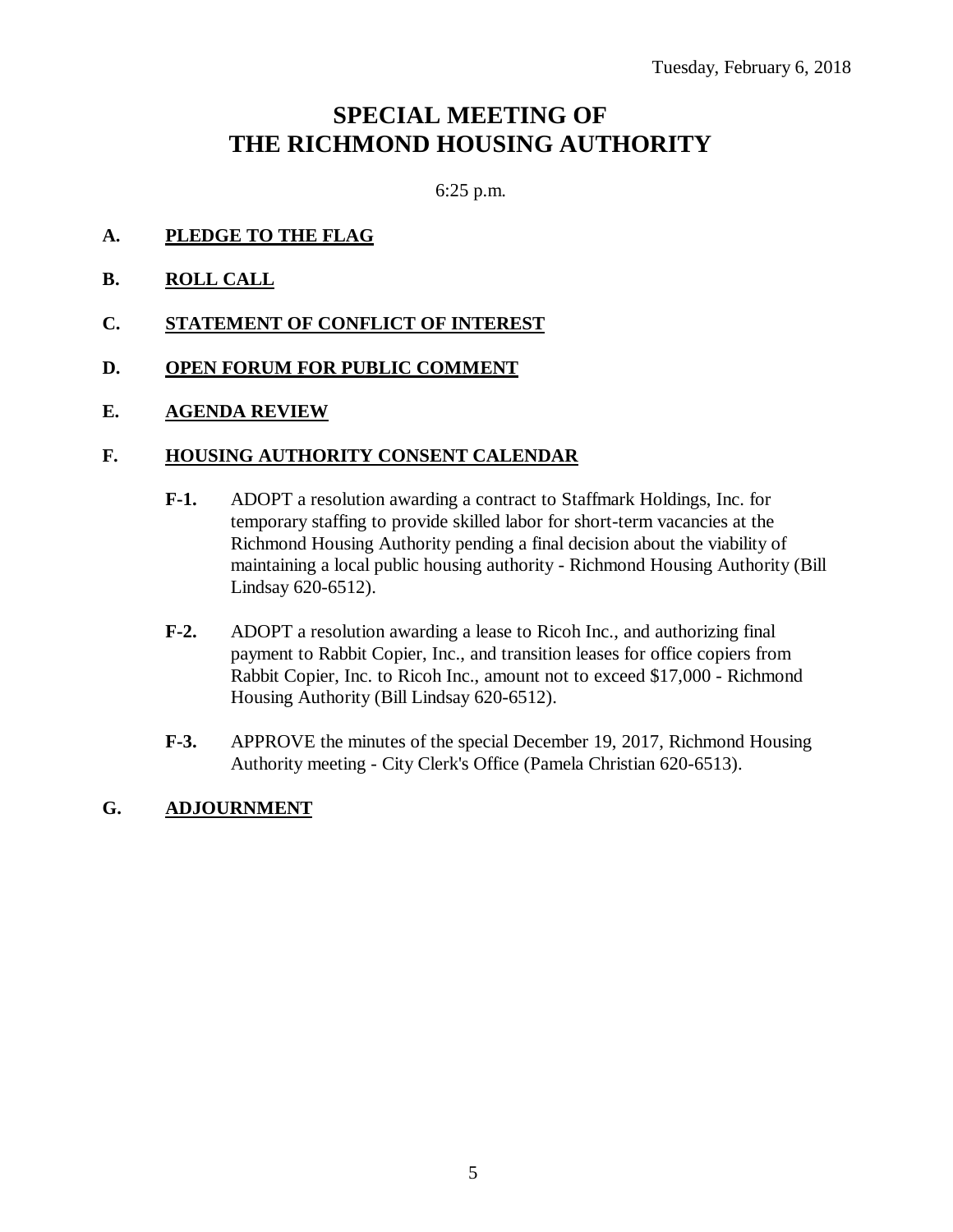Tuesday, February 6, 2018

# SPECIAL MEETING OF THE RICHMOND HOUSING AUTHORITY

6:25 p.m.

**A. PLEDGE TO THE FLAG**

**B. ROLL CALL**

**C. STATEMENT OF CONFLICT OF INTEREST**

**D. OPEN FORUM FOR PUBLIC COMMENT**

**E. AGENDA REVIEW**

**F. HOUSING AUTHORITY CONSENT CALENDAR**

**F-1.** ADOPT a resolution awarding a contract to Staffmark Holdings, Inc. for temporary staffing to provide skilled labor for short-term vacancies at the Richmond Housing Authority pending a final decision about the viability of maintaining a local public housing authority - Richmond Housing Authority (Bill Lindsay 620-6512).

**F-2.** ADOPT a resolution awarding a lease to Ricoh Inc., and authorizing final payment to Rabbit Copier, Inc., and transition leases for office copiers from Rabbit Copier, Inc. to Ricoh Inc., amount not to exceed $17,000 - Richmond Housing Authority (Bill Lindsay 620-6512).

**F-3.** APPROVE the minutes of the special December 19, 2017, Richmond Housing Authority meeting - City Clerk's Office (Pamela Christian 620-6513).

**G. ADJOURNMENT**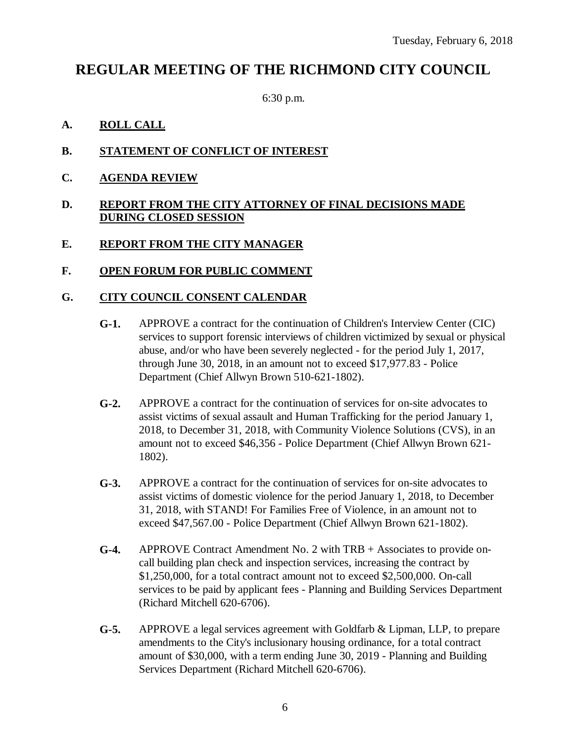Tuesday, February 6, 2018

# REGULAR MEETING OF THE RICHMOND CITY COUNCIL

6:30 p.m.

**A. ROLL CALL**

**B. STATEMENT OF CONFLICT OF INTEREST**

**C. AGENDA REVIEW**

**D. REPORT FROM THE CITY ATTORNEY OF FINAL DECISIONS MADE DURING CLOSED SESSION**

**E. REPORT FROM THE CITY MANAGER**

**F. OPEN FORUM FOR PUBLIC COMMENT**

**G. CITY COUNCIL CONSENT CALENDAR**

**G-1.** APPROVE a contract for the continuation of Children's Interview Center (CIC) services to support forensic interviews of children victimized by sexual or physical abuse, and/or who have been severely neglected - for the period July 1, 2017, through June 30, 2018, in an amount not to exceed $17,977.83 - Police Department (Chief Allwyn Brown 510-621-1802).

**G-2.** APPROVE a contract for the continuation of services for on-site advocates to assist victims of sexual assault and Human Trafficking for the period January 1, 2018, to December 31, 2018, with Community Violence Solutions (CVS), in an amount not to exceed $46,356 - Police Department (Chief Allwyn Brown 621-1802).

**G-3.** APPROVE a contract for the continuation of services for on-site advocates to assist victims of domestic violence for the period January 1, 2018, to December 31, 2018, with STAND! For Families Free of Violence, in an amount not to exceed $47,567.00 - Police Department (Chief Allwyn Brown 621-1802).

**G-4.** APPROVE Contract Amendment No. 2 with TRB + Associates to provide on-call building plan check and inspection services, increasing the contract by $1,250,000, for a total contract amount not to exceed $2,500,000. On-call services to be paid by applicant fees - Planning and Building Services Department (Richard Mitchell 620-6706).

**G-5.** APPROVE a legal services agreement with Goldfarb & Lipman, LLP, to prepare amendments to the City's inclusionary housing ordinance, for a total contract amount of $30,000, with a term ending June 30, 2019 - Planning and Building Services Department (Richard Mitchell 620-6706).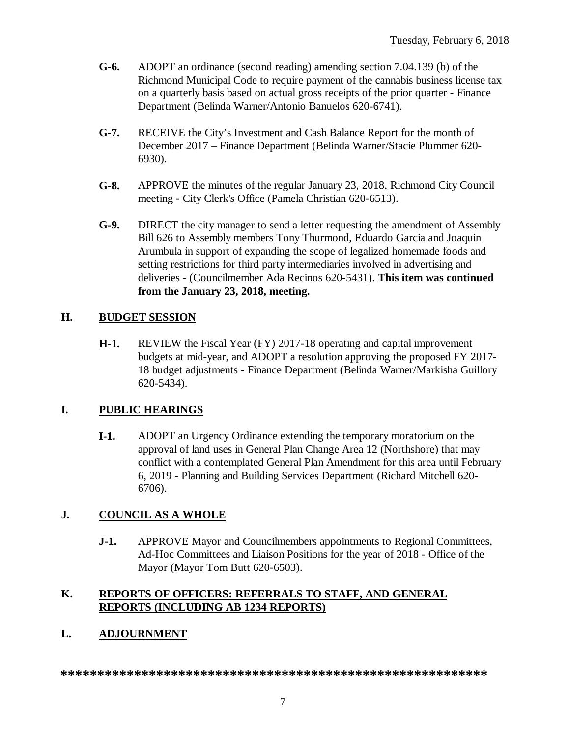**G-6.** ADOPT an ordinance (second reading) amending section 7.04.139 (b) of the Richmond Municipal Code to require payment of the cannabis business license tax on a quarterly basis based on actual gross receipts of the prior quarter - Finance Department (Belinda Warner/Antonio Banuelos 620-6741).

**G-7.** RECEIVE the City's Investment and Cash Balance Report for the month of December 2017 – Finance Department (Belinda Warner/Stacie Plummer 620-6930).

**G-8.** APPROVE the minutes of the regular January 23, 2018, Richmond City Council meeting - City Clerk's Office (Pamela Christian 620-6513).

**G-9.** DIRECT the city manager to send a letter requesting the amendment of Assembly Bill 626 to Assembly members Tony Thurmond, Eduardo Garcia and Joaquin Arumbula in support of expanding the scope of legalized homemade foods and setting restrictions for third party intermediaries involved in advertising and deliveries - (Councilmember Ada Recinos 620-5431). **This item was continued from the January 23, 2018, meeting.**

## H. BUDGET SESSION

**H-1.** REVIEW the Fiscal Year (FY) 2017-18 operating and capital improvement budgets at mid-year, and ADOPT a resolution approving the proposed FY 2017-18 budget adjustments - Finance Department (Belinda Warner/Markisha Guillory 620-5434).

## I. PUBLIC HEARINGS

**I-1.** ADOPT an Urgency Ordinance extending the temporary moratorium on the approval of land uses in General Plan Change Area 12 (Northshore) that may conflict with a contemplated General Plan Amendment for this area until February 6, 2019 - Planning and Building Services Department (Richard Mitchell 620-6706).

## J. COUNCIL AS A WHOLE

**J-1.** APPROVE Mayor and Councilmembers appointments to Regional Committees, Ad-Hoc Committees and Liaison Positions for the year of 2018 - Office of the Mayor (Mayor Tom Butt 620-6503).

## K. REPORTS OF OFFICERS: REFERRALS TO STAFF, AND GENERAL REPORTS (INCLUDING AB 1234 REPORTS)

## L. ADJOURNMENT

**\*\*\*\*\*\*\*\*\*\*\*\*\*\*\*\*\*\*\*\*\*\*\*\*\*\*\*\*\*\*\*\*\*\*\*\*\*\*\*\*\*\*\*\*\*\*\*\*\*\*\*\*\*\*\*\*\*\*\*\***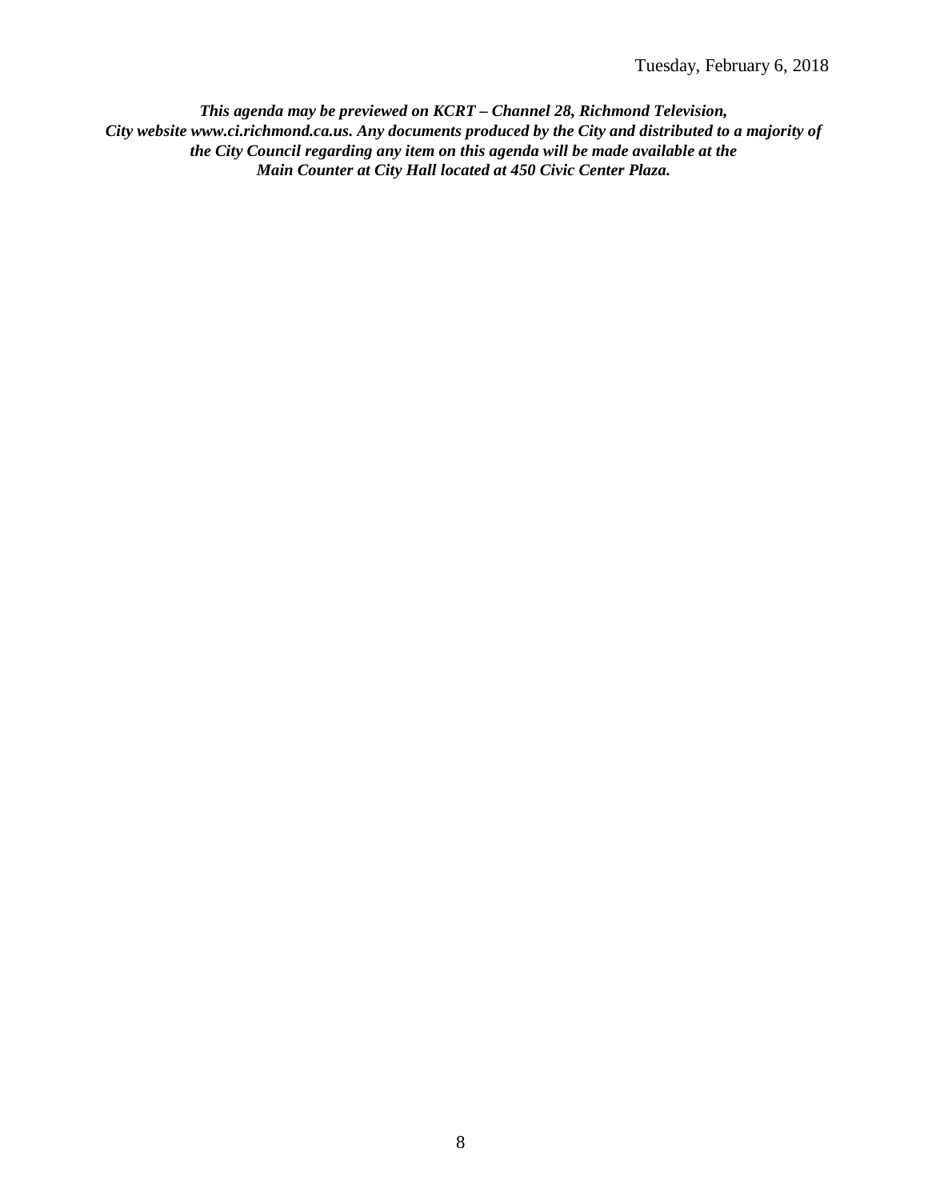Tuesday, February 6, 2018

***This agenda may be previewed on KCRT – Channel 28, Richmond Television, City website www.ci.richmond.ca.us. Any documents produced by the City and distributed to a majority of the City Council regarding any item on this agenda will be made available at the Main Counter at City Hall located at 450 Civic Center Plaza.***